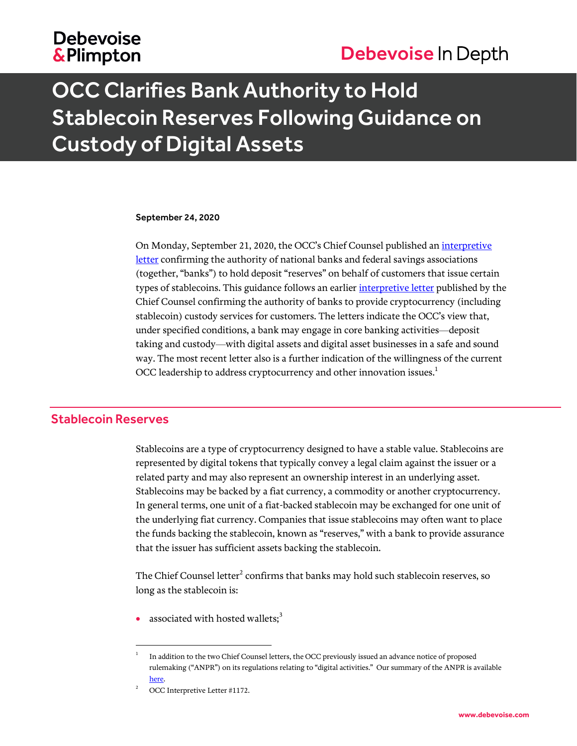# OCC Clarifies Bank Authority to Hold Stablecoin Reserves Following Guidance on Custody of Digital Assets

September 24, 2020

On Monday, September 21, 2020, the OCC's Chief Counsel published an interpretive letter confirming the authority of national banks and federal savings associations (together, "banks") to hold deposit "reserves" on behalf of customers that issue certain types of stablecoins. This guidance follows an earlier interpretive letter published by the Chief Counsel confirming the authority of banks to provide cryptocurrency (including stablecoin) custody services for customers. The letters indicate the OCC's view that, under specified conditions, a bank may engage in core banking activities—deposit taking and custody—with digital assets and digital asset businesses in a safe and sound way. The most recent letter also is a further indication of the willingness of the current OCC leadership to address cryptocurrency and other innovation issues.[1]

## Stablecoin Reserves

Stablecoins are a type of cryptocurrency designed to have a stable value. Stablecoins are represented by digital tokens that typically convey a legal claim against the issuer or a related party and may also represent an ownership interest in an underlying asset. Stablecoins may be backed by a fiat currency, a commodity or another cryptocurrency. In general terms, one unit of a fiat-backed stablecoin may be exchanged for one unit of the underlying fiat currency. Companies that issue stablecoins may often want to place the funds backing the stablecoin, known as "reserves," with a bank to provide assurance that the issuer has sufficient assets backing the stablecoin.

The Chief Counsel letter[2] confirms that banks may hold such stablecoin reserves, so long as the stablecoin is:

- associated with hosted wallets;[3]

---

[1] In addition to the two Chief Counsel letters, the OCC previously issued an advance notice of proposed rulemaking ("ANPR") on its regulations relating to "digital activities." Our summary of the ANPR is available here.

[2] OCC Interpretive Letter #1172.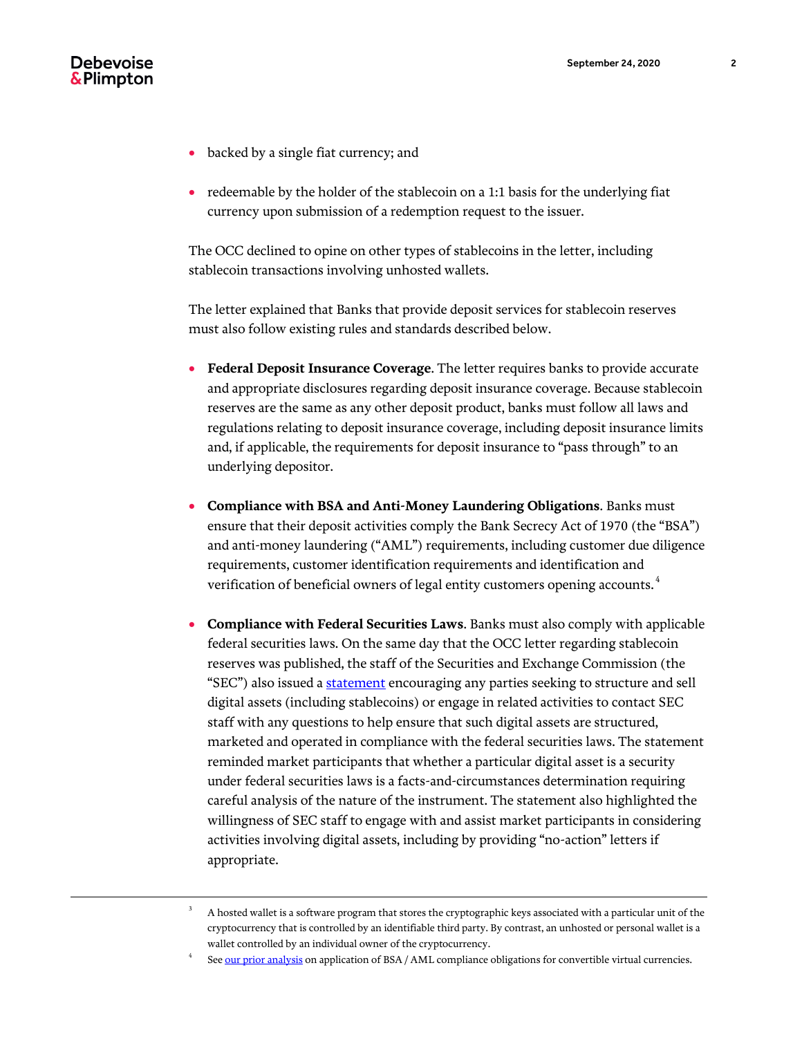- backed by a single fiat currency; and
- redeemable by the holder of the stablecoin on a 1:1 basis for the underlying fiat currency upon submission of a redemption request to the issuer.

The OCC declined to opine on other types of stablecoins in the letter, including stablecoin transactions involving unhosted wallets.

The letter explained that Banks that provide deposit services for stablecoin reserves must also follow existing rules and standards described below.

- **Federal Deposit Insurance Coverage**. The letter requires banks to provide accurate and appropriate disclosures regarding deposit insurance coverage. Because stablecoin reserves are the same as any other deposit product, banks must follow all laws and regulations relating to deposit insurance coverage, including deposit insurance limits and, if applicable, the requirements for deposit insurance to "pass through" to an underlying depositor.
- **Compliance with BSA and Anti-Money Laundering Obligations**. Banks must ensure that their deposit activities comply the Bank Secrecy Act of 1970 (the "BSA") and anti-money laundering ("AML") requirements, including customer due diligence requirements, customer identification requirements and identification and verification of beneficial owners of legal entity customers opening accounts.[4]
- **Compliance with Federal Securities Laws**. Banks must also comply with applicable federal securities laws. On the same day that the OCC letter regarding stablecoin reserves was published, the staff of the Securities and Exchange Commission (the "SEC") also issued a statement encouraging any parties seeking to structure and sell digital assets (including stablecoins) or engage in related activities to contact SEC staff with any questions to help ensure that such digital assets are structured, marketed and operated in compliance with the federal securities laws. The statement reminded market participants that whether a particular digital asset is a security under federal securities laws is a facts-and-circumstances determination requiring careful analysis of the nature of the instrument. The statement also highlighted the willingness of SEC staff to engage with and assist market participants in considering activities involving digital assets, including by providing "no-action" letters if appropriate.

---

[3] A hosted wallet is a software program that stores the cryptographic keys associated with a particular unit of the cryptocurrency that is controlled by an identifiable third party. By contrast, an unhosted or personal wallet is a wallet controlled by an individual owner of the cryptocurrency.

[4] See our prior analysis on application of BSA / AML compliance obligations for convertible virtual currencies.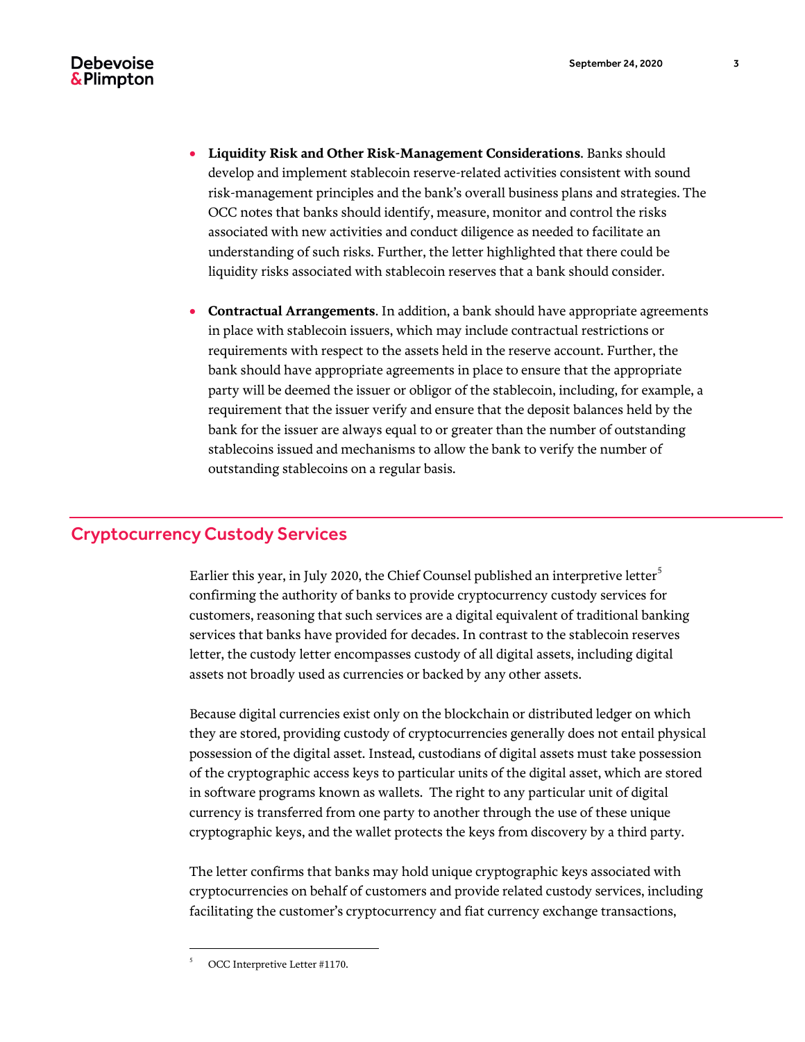- **Liquidity Risk and Other Risk-Management Considerations**. Banks should develop and implement stablecoin reserve-related activities consistent with sound risk-management principles and the bank's overall business plans and strategies. The OCC notes that banks should identify, measure, monitor and control the risks associated with new activities and conduct diligence as needed to facilitate an understanding of such risks. Further, the letter highlighted that there could be liquidity risks associated with stablecoin reserves that a bank should consider.

- **Contractual Arrangements**. In addition, a bank should have appropriate agreements in place with stablecoin issuers, which may include contractual restrictions or requirements with respect to the assets held in the reserve account. Further, the bank should have appropriate agreements in place to ensure that the appropriate party will be deemed the issuer or obligor of the stablecoin, including, for example, a requirement that the issuer verify and ensure that the deposit balances held by the bank for the issuer are always equal to or greater than the number of outstanding stablecoins issued and mechanisms to allow the bank to verify the number of outstanding stablecoins on a regular basis.

## Cryptocurrency Custody Services

Earlier this year, in July 2020, the Chief Counsel published an interpretive letter[5] confirming the authority of banks to provide cryptocurrency custody services for customers, reasoning that such services are a digital equivalent of traditional banking services that banks have provided for decades. In contrast to the stablecoin reserves letter, the custody letter encompasses custody of all digital assets, including digital assets not broadly used as currencies or backed by any other assets.

Because digital currencies exist only on the blockchain or distributed ledger on which they are stored, providing custody of cryptocurrencies generally does not entail physical possession of the digital asset. Instead, custodians of digital assets must take possession of the cryptographic access keys to particular units of the digital asset, which are stored in software programs known as wallets. The right to any particular unit of digital currency is transferred from one party to another through the use of these unique cryptographic keys, and the wallet protects the keys from discovery by a third party.

The letter confirms that banks may hold unique cryptographic keys associated with cryptocurrencies on behalf of customers and provide related custody services, including facilitating the customer's cryptocurrency and fiat currency exchange transactions,

---

[5] OCC Interpretive Letter #1170.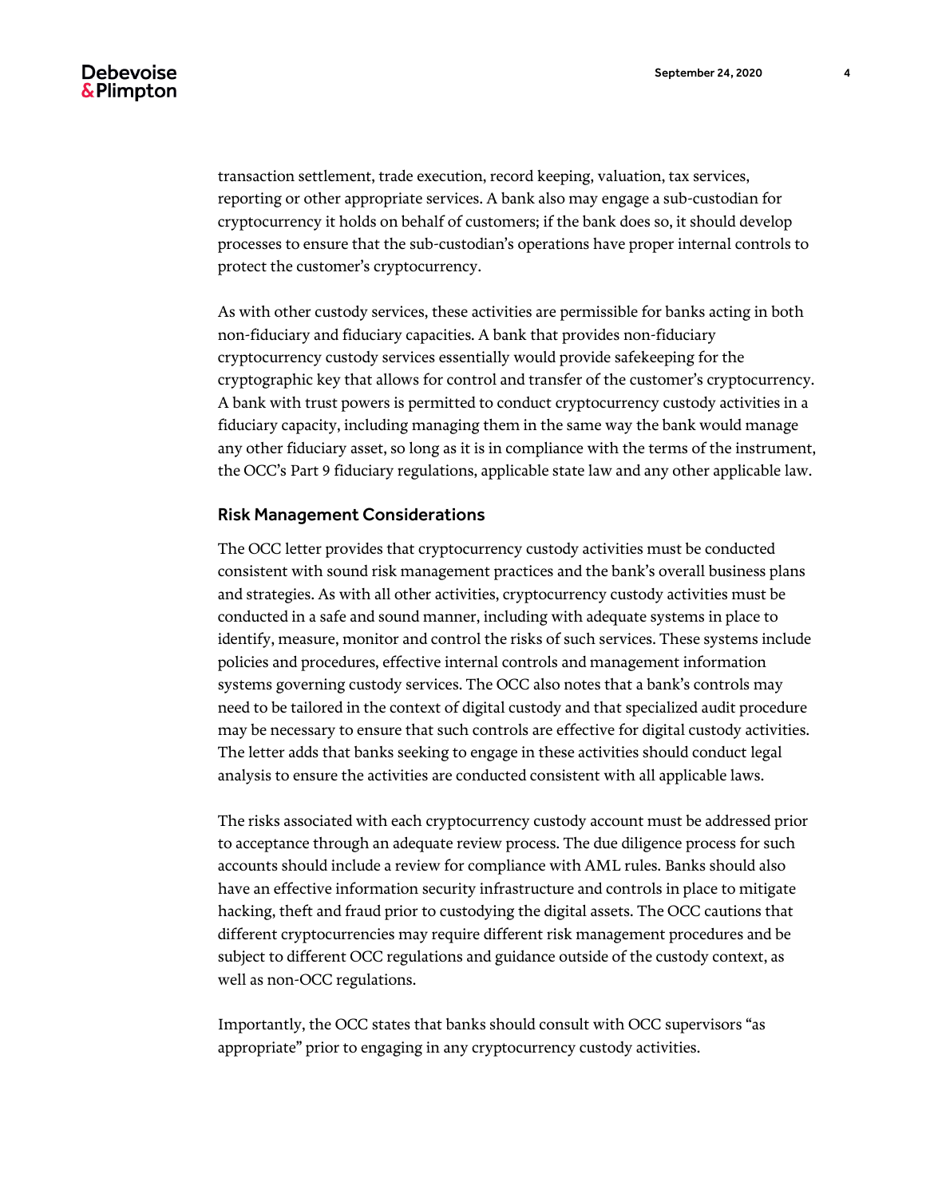transaction settlement, trade execution, record keeping, valuation, tax services, reporting or other appropriate services. A bank also may engage a sub-custodian for cryptocurrency it holds on behalf of customers; if the bank does so, it should develop processes to ensure that the sub-custodian's operations have proper internal controls to protect the customer's cryptocurrency.

As with other custody services, these activities are permissible for banks acting in both non-fiduciary and fiduciary capacities. A bank that provides non-fiduciary cryptocurrency custody services essentially would provide safekeeping for the cryptographic key that allows for control and transfer of the customer's cryptocurrency. A bank with trust powers is permitted to conduct cryptocurrency custody activities in a fiduciary capacity, including managing them in the same way the bank would manage any other fiduciary asset, so long as it is in compliance with the terms of the instrument, the OCC's Part 9 fiduciary regulations, applicable state law and any other applicable law.

### Risk Management Considerations

The OCC letter provides that cryptocurrency custody activities must be conducted consistent with sound risk management practices and the bank's overall business plans and strategies. As with all other activities, cryptocurrency custody activities must be conducted in a safe and sound manner, including with adequate systems in place to identify, measure, monitor and control the risks of such services. These systems include policies and procedures, effective internal controls and management information systems governing custody services. The OCC also notes that a bank's controls may need to be tailored in the context of digital custody and that specialized audit procedure may be necessary to ensure that such controls are effective for digital custody activities. The letter adds that banks seeking to engage in these activities should conduct legal analysis to ensure the activities are conducted consistent with all applicable laws.

The risks associated with each cryptocurrency custody account must be addressed prior to acceptance through an adequate review process. The due diligence process for such accounts should include a review for compliance with AML rules. Banks should also have an effective information security infrastructure and controls in place to mitigate hacking, theft and fraud prior to custodying the digital assets. The OCC cautions that different cryptocurrencies may require different risk management procedures and be subject to different OCC regulations and guidance outside of the custody context, as well as non-OCC regulations.

Importantly, the OCC states that banks should consult with OCC supervisors "as appropriate" prior to engaging in any cryptocurrency custody activities.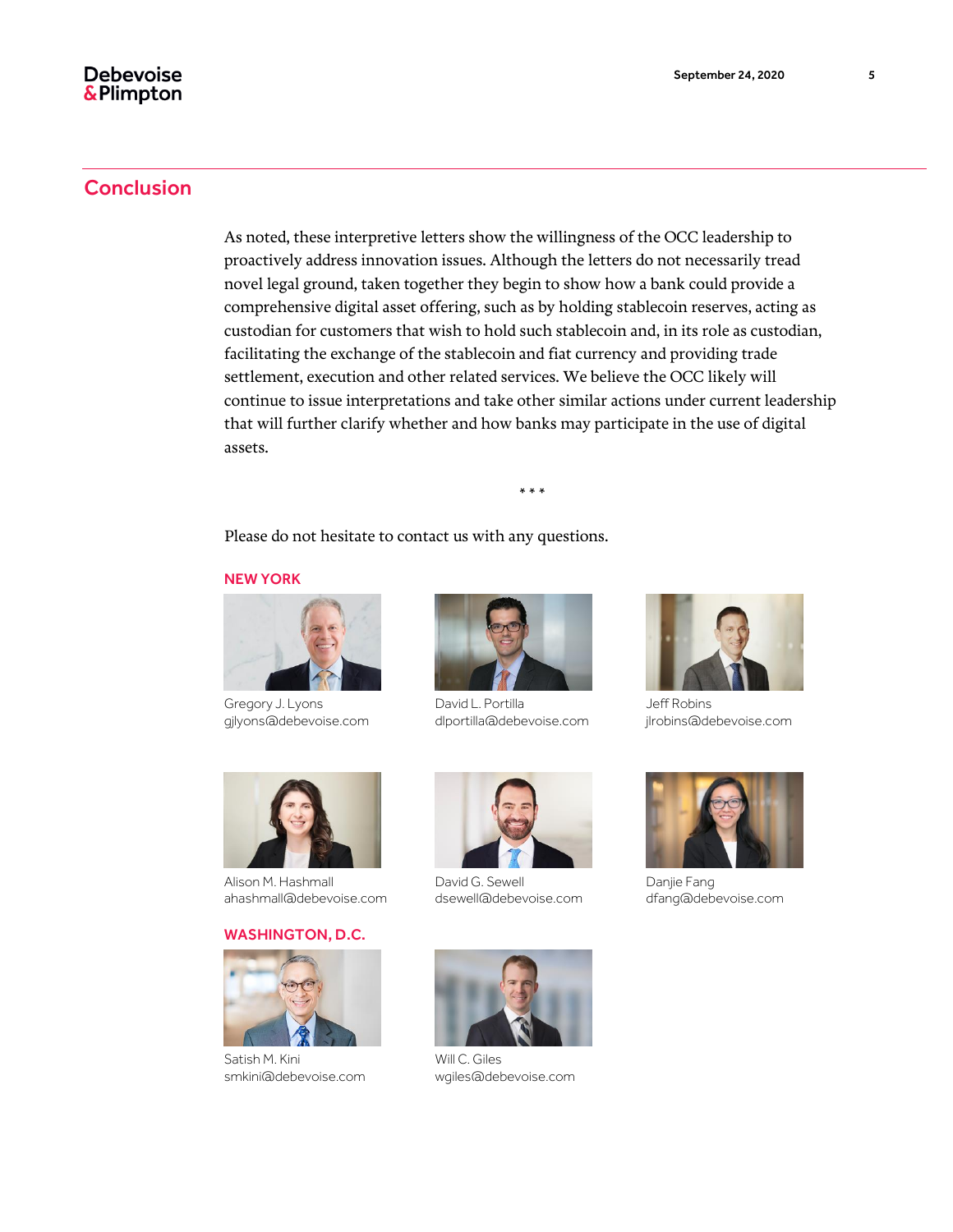## Conclusion

As noted, these interpretive letters show the willingness of the OCC leadership to proactively address innovation issues. Although the letters do not necessarily tread novel legal ground, taken together they begin to show how a bank could provide a comprehensive digital asset offering, such as by holding stablecoin reserves, acting as custodian for customers that wish to hold such stablecoin and, in its role as custodian, facilitating the exchange of the stablecoin and fiat currency and providing trade settlement, execution and other related services. We believe the OCC likely will continue to issue interpretations and take other similar actions under current leadership that will further clarify whether and how banks may participate in the use of digital assets.

\* \* \*

Please do not hesitate to contact us with any questions.

### NEW YORK

Gregory J. Lyons
gjlyons@debevoise.com

David L. Portilla
dlportilla@debevoise.com

Jeff Robins
jlrobins@debevoise.com

Alison M. Hashmall
ahashmall@debevoise.com

David G. Sewell
dsewell@debevoise.com

Danjie Fang
dfang@debevoise.com

### WASHINGTON, D.C.

Satish M. Kini
smkini@debevoise.com

Will C. Giles
wgiles@debevoise.com